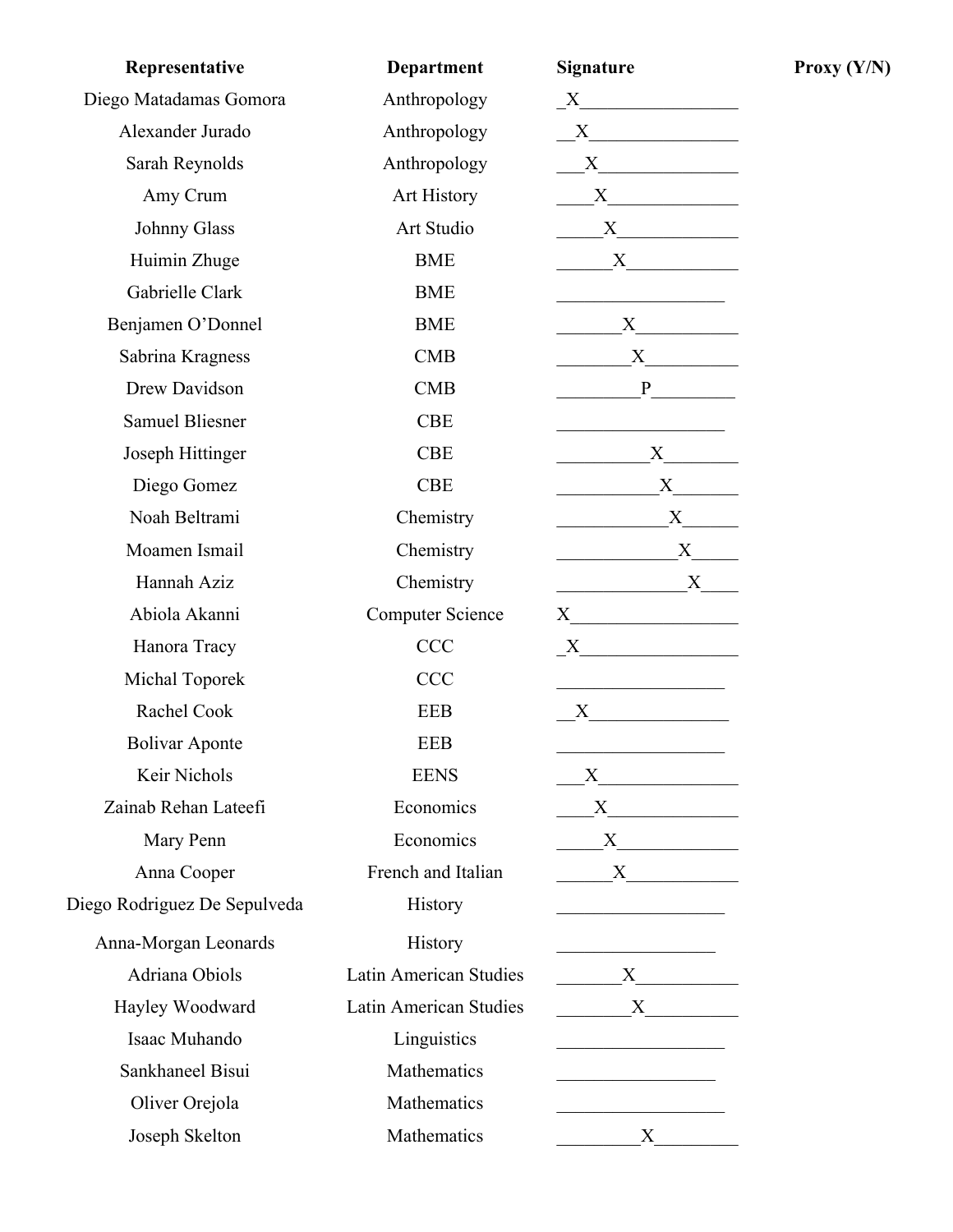| Representative | Department | Signature | Proxy (Y/N) |
|---|---|---|---|
| Diego Matadamas Gomora | Anthropology | X | |
| Alexander Jurado | Anthropology | X | |
| Sarah Reynolds | Anthropology | X | |
| Amy Crum | Art History | X | |
| Johnny Glass | Art Studio | X | |
| Huimin Zhuge | BME | X | |
| Gabrielle Clark | BME | | |
| Benjamen O’Donnel | BME | X | |
| Sabrina Kragness | CMB | X | |
| Drew Davidson | CMB | P | |
| Samuel Bliesner | CBE | | |
| Joseph Hittinger | CBE | X | |
| Diego Gomez | CBE | X | |
| Noah Beltrami | Chemistry | X | |
| Moamen Ismail | Chemistry | X | |
| Hannah Aziz | Chemistry | X | |
| Abiola Akanni | Computer Science | X | |
| Hanora Tracy | CCC | X | |
| Michal Toporek | CCC | | |
| Rachel Cook | EEB | X | |
| Bolivar Aponte | EEB | | |
| Keir Nichols | EENS | X | |
| Zainab Rehan Lateefi | Economics | X | |
| Mary Penn | Economics | X | |
| Anna Cooper | French and Italian | X | |
| Diego Rodriguez De Sepulveda | History | | |
| Anna-Morgan Leonards | History | | |
| Adriana Obiols | Latin American Studies | X | |
| Hayley Woodward | Latin American Studies | X | |
| Isaac Muhando | Linguistics | | |
| Sankhaneel Bisui | Mathematics | | |
| Oliver Orejola | Mathematics | | |
| Joseph Skelton | Mathematics | X | |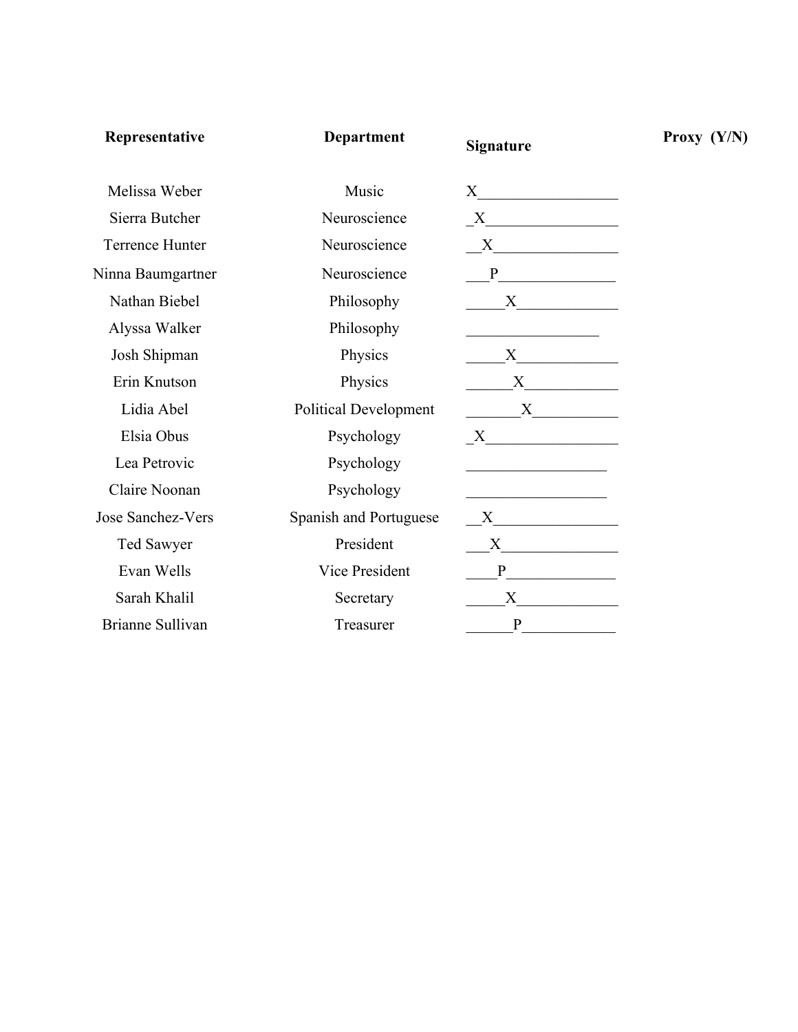| Representative | Department | Signature | Proxy (Y/N) |
|---|---|---|---|
| Melissa Weber | Music | X | |
| Sierra Butcher | Neuroscience | X | |
| Terrence Hunter | Neuroscience | X | |
| Ninna Baumgartner | Neuroscience | P | |
| Nathan Biebel | Philosophy | X | |
| Alyssa Walker | Philosophy | | |
| Josh Shipman | Physics | X | |
| Erin Knutson | Physics | X | |
| Lidia Abel | Political Development | X | |
| Elsia Obus | Psychology | X | |
| Lea Petrovic | Psychology | | |
| Claire Noonan | Psychology | | |
| Jose Sanchez-Vers | Spanish and Portuguese | X | |
| Ted Sawyer | President | X | |
| Evan Wells | Vice President | P | |
| Sarah Khalil | Secretary | X | |
| Brianne Sullivan | Treasurer | P | |